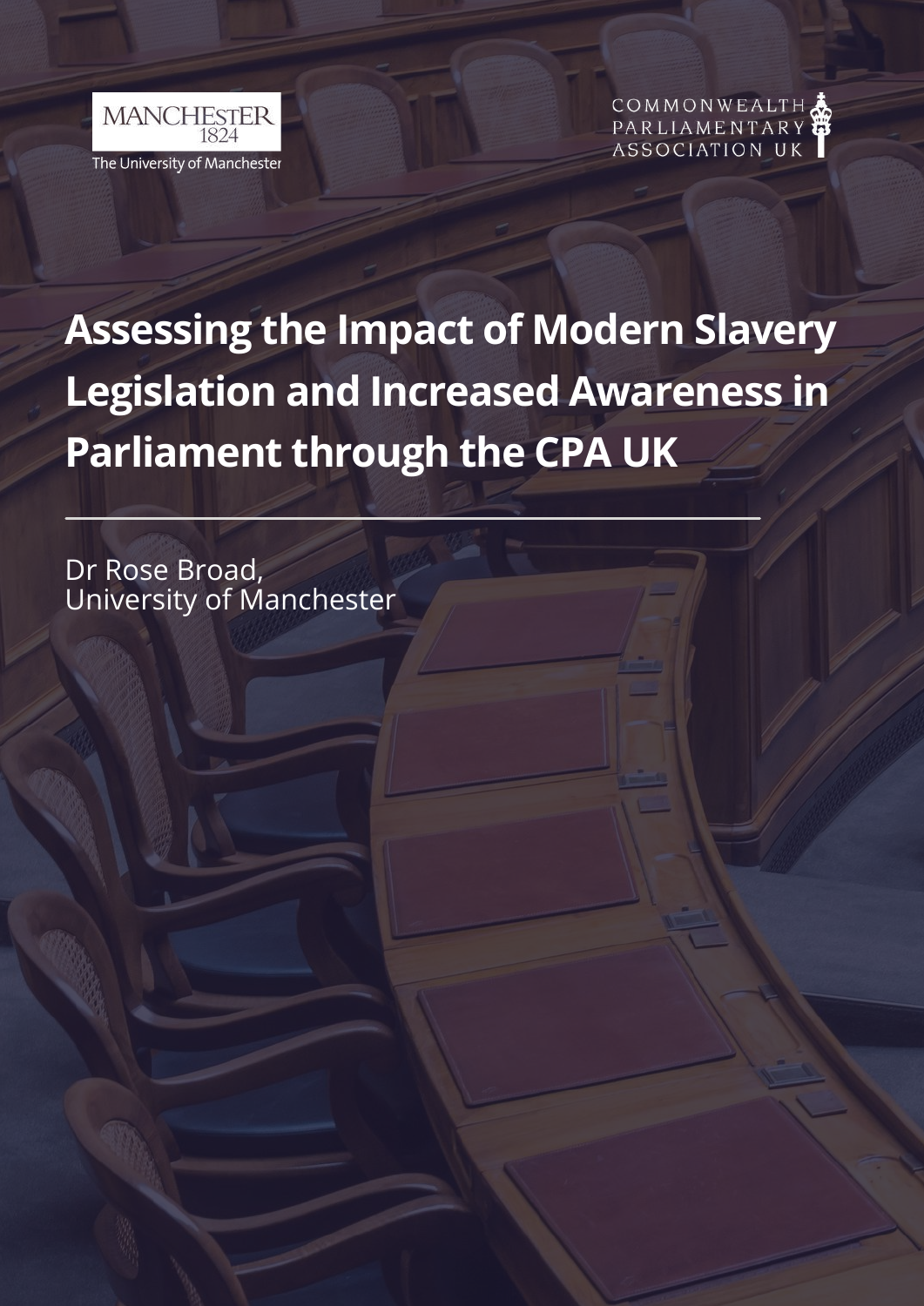MANCHESTER 1824

The University of Manchester

COMMONWEALTH PARLIAMENTARY ASSOCIATION UK

# Assessing the Impact of Modern Slavery Legislation and Increased Awareness in Parliament through the CPA UK

Dr Rose Broad,
University of Manchester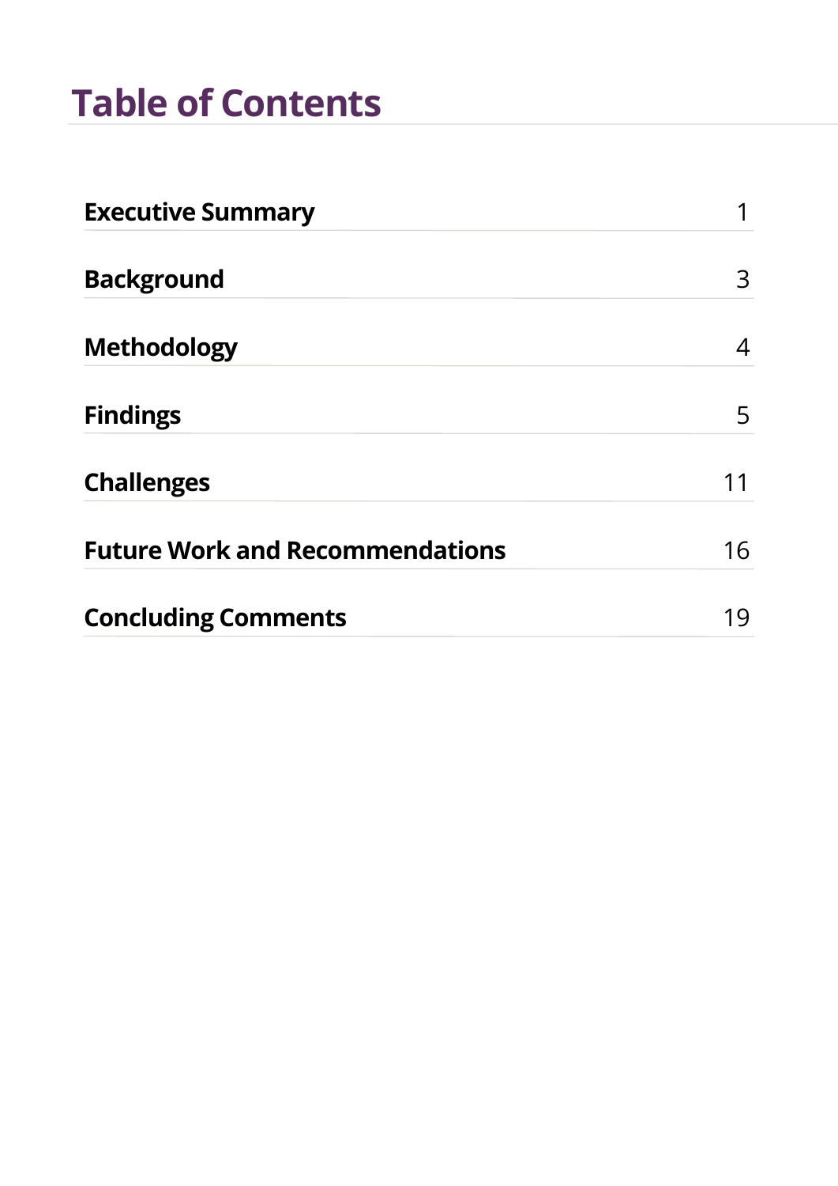# Table of Contents

| | |
|---|---|
| **Executive Summary** | 1 |
| **Background** | 3 |
| **Methodology** | 4 |
| **Findings** | 5 |
| **Challenges** | 11 |
| **Future Work and Recommendations** | 16 |
| **Concluding Comments** | 19 |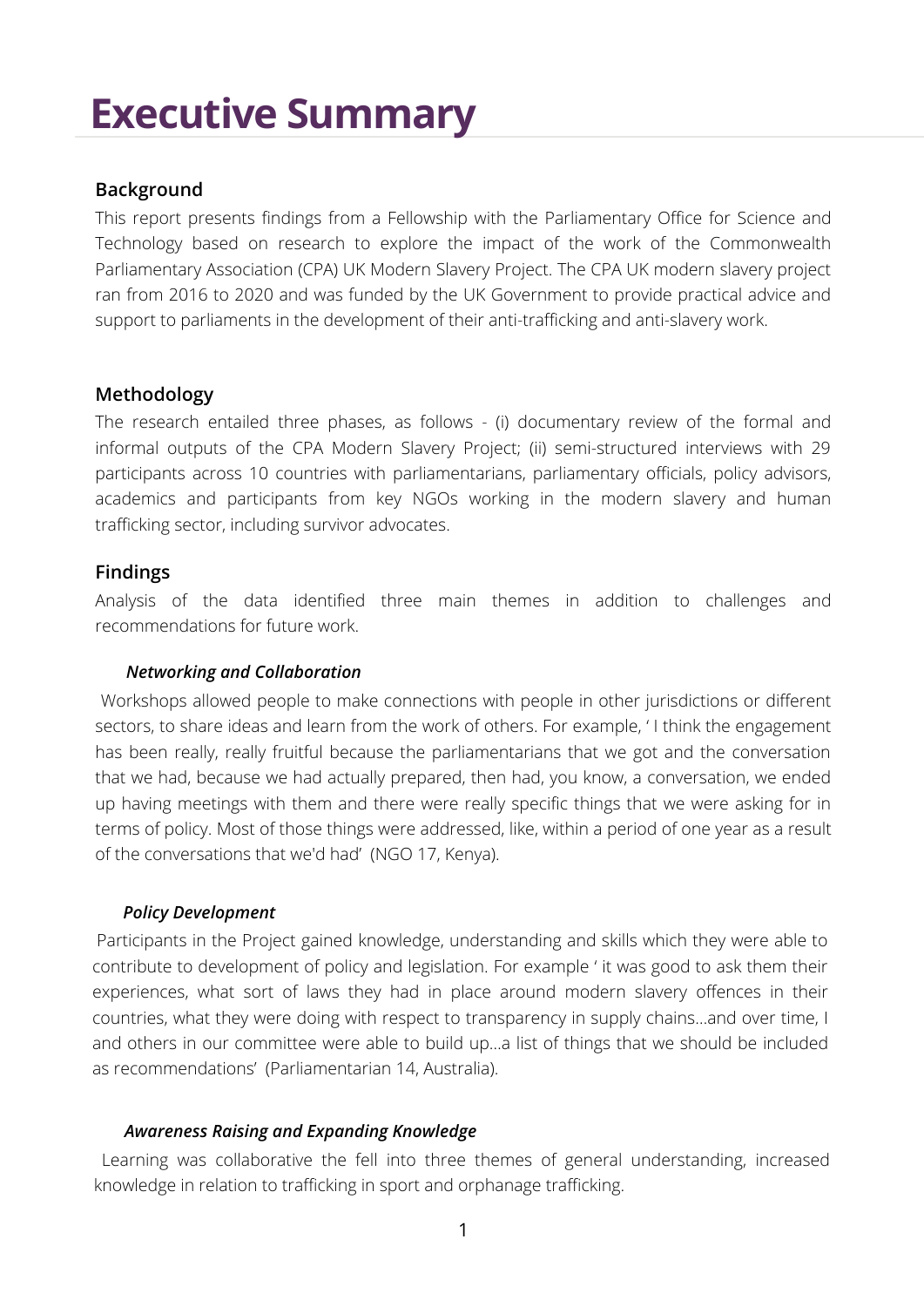# Executive Summary

## Background

This report presents findings from a Fellowship with the Parliamentary Office for Science and Technology based on research to explore the impact of the work of the Commonwealth Parliamentary Association (CPA) UK Modern Slavery Project. The CPA UK modern slavery project ran from 2016 to 2020 and was funded by the UK Government to provide practical advice and support to parliaments in the development of their anti-trafficking and anti-slavery work.

## Methodology

The research entailed three phases, as follows - (i) documentary review of the formal and informal outputs of the CPA Modern Slavery Project; (ii) semi-structured interviews with 29 participants across 10 countries with parliamentarians, parliamentary officials, policy advisors, academics and participants from key NGOs working in the modern slavery and human trafficking sector, including survivor advocates.

## Findings

Analysis of the data identified three main themes in addition to challenges and recommendations for future work.

### *Networking and Collaboration*

Workshops allowed people to make connections with people in other jurisdictions or different sectors, to share ideas and learn from the work of others. For example, ' I think the engagement has been really, really fruitful because the parliamentarians that we got and the conversation that we had, because we had actually prepared, then had, you know, a conversation, we ended up having meetings with them and there were really specific things that we were asking for in terms of policy. Most of those things were addressed, like, within a period of one year as a result of the conversations that we'd had' (NGO 17, Kenya).

### *Policy Development*

Participants in the Project gained knowledge, understanding and skills which they were able to contribute to development of policy and legislation. For example ' it was good to ask them their experiences, what sort of laws they had in place around modern slavery offences in their countries, what they were doing with respect to transparency in supply chains...and over time, I and others in our committee were able to build up...a list of things that we should be included as recommendations' (Parliamentarian 14, Australia).

### *Awareness Raising and Expanding Knowledge*

Learning was collaborative the fell into three themes of general understanding, increased knowledge in relation to trafficking in sport and orphanage trafficking.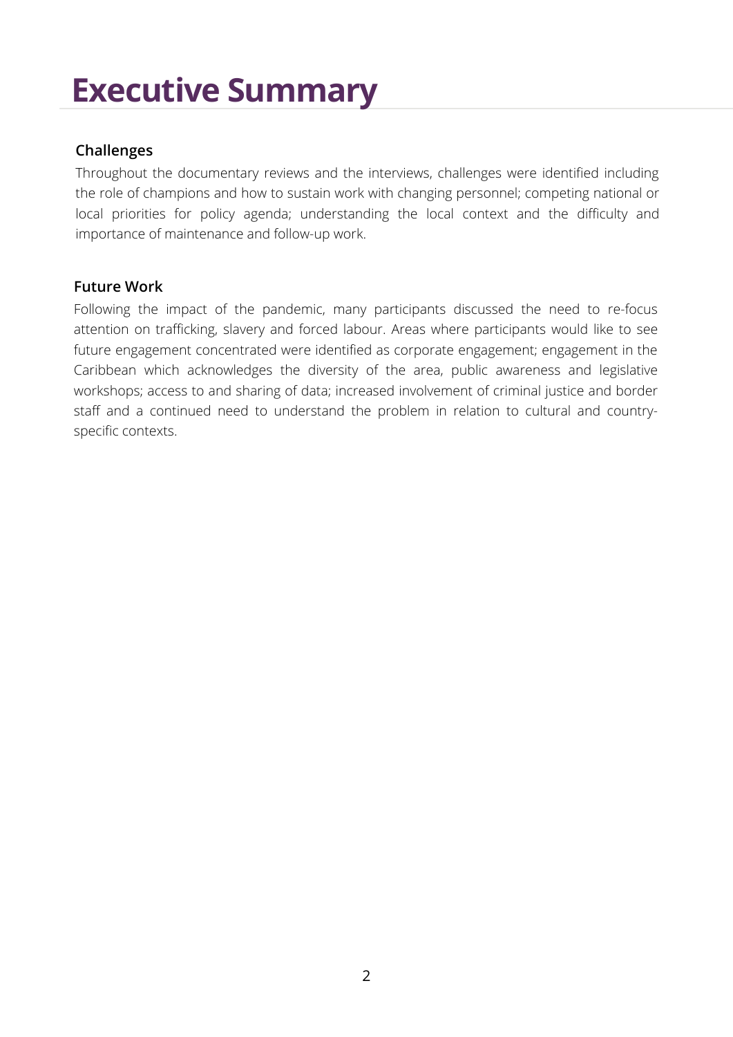# Executive Summary

### Challenges

Throughout the documentary reviews and the interviews, challenges were identified including the role of champions and how to sustain work with changing personnel; competing national or local priorities for policy agenda; understanding the local context and the difficulty and importance of maintenance and follow-up work.

### Future Work

Following the impact of the pandemic, many participants discussed the need to re-focus attention on trafficking, slavery and forced labour. Areas where participants would like to see future engagement concentrated were identified as corporate engagement; engagement in the Caribbean which acknowledges the diversity of the area, public awareness and legislative workshops; access to and sharing of data; increased involvement of criminal justice and border staff and a continued need to understand the problem in relation to cultural and country-specific contexts.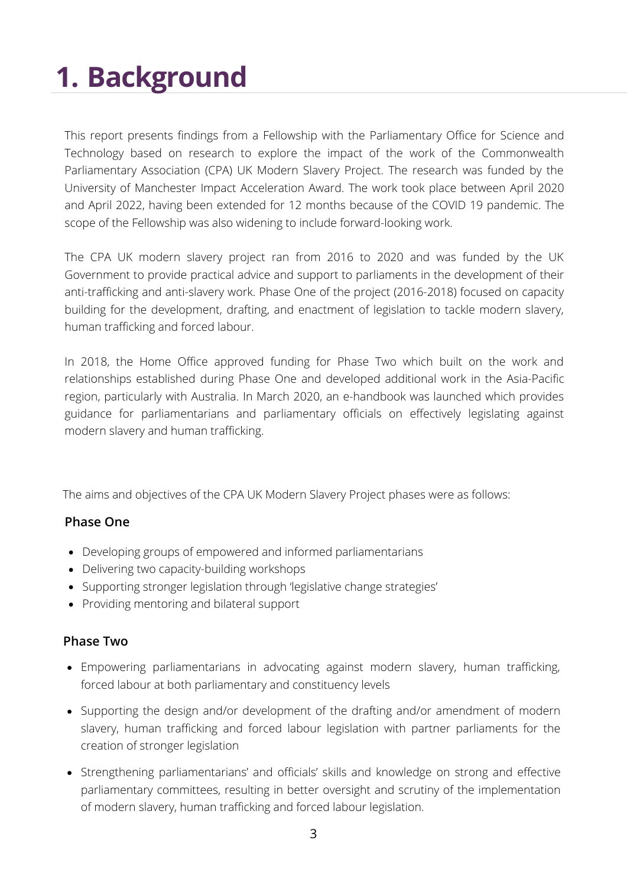# 1. Background

This report presents findings from a Fellowship with the Parliamentary Office for Science and Technology based on research to explore the impact of the work of the Commonwealth Parliamentary Association (CPA) UK Modern Slavery Project. The research was funded by the University of Manchester Impact Acceleration Award. The work took place between April 2020 and April 2022, having been extended for 12 months because of the COVID 19 pandemic. The scope of the Fellowship was also widening to include forward-looking work.

The CPA UK modern slavery project ran from 2016 to 2020 and was funded by the UK Government to provide practical advice and support to parliaments in the development of their anti-trafficking and anti-slavery work. Phase One of the project (2016-2018) focused on capacity building for the development, drafting, and enactment of legislation to tackle modern slavery, human trafficking and forced labour.

In 2018, the Home Office approved funding for Phase Two which built on the work and relationships established during Phase One and developed additional work in the Asia-Pacific region, particularly with Australia. In March 2020, an e-handbook was launched which provides guidance for parliamentarians and parliamentary officials on effectively legislating against modern slavery and human trafficking.

The aims and objectives of the CPA UK Modern Slavery Project phases were as follows:

### Phase One

- Developing groups of empowered and informed parliamentarians
- Delivering two capacity-building workshops
- Supporting stronger legislation through 'legislative change strategies'
- Providing mentoring and bilateral support

### Phase Two

- Empowering parliamentarians in advocating against modern slavery, human trafficking, forced labour at both parliamentary and constituency levels
- Supporting the design and/or development of the drafting and/or amendment of modern slavery, human trafficking and forced labour legislation with partner parliaments for the creation of stronger legislation
- Strengthening parliamentarians' and officials' skills and knowledge on strong and effective parliamentary committees, resulting in better oversight and scrutiny of the implementation of modern slavery, human trafficking and forced labour legislation.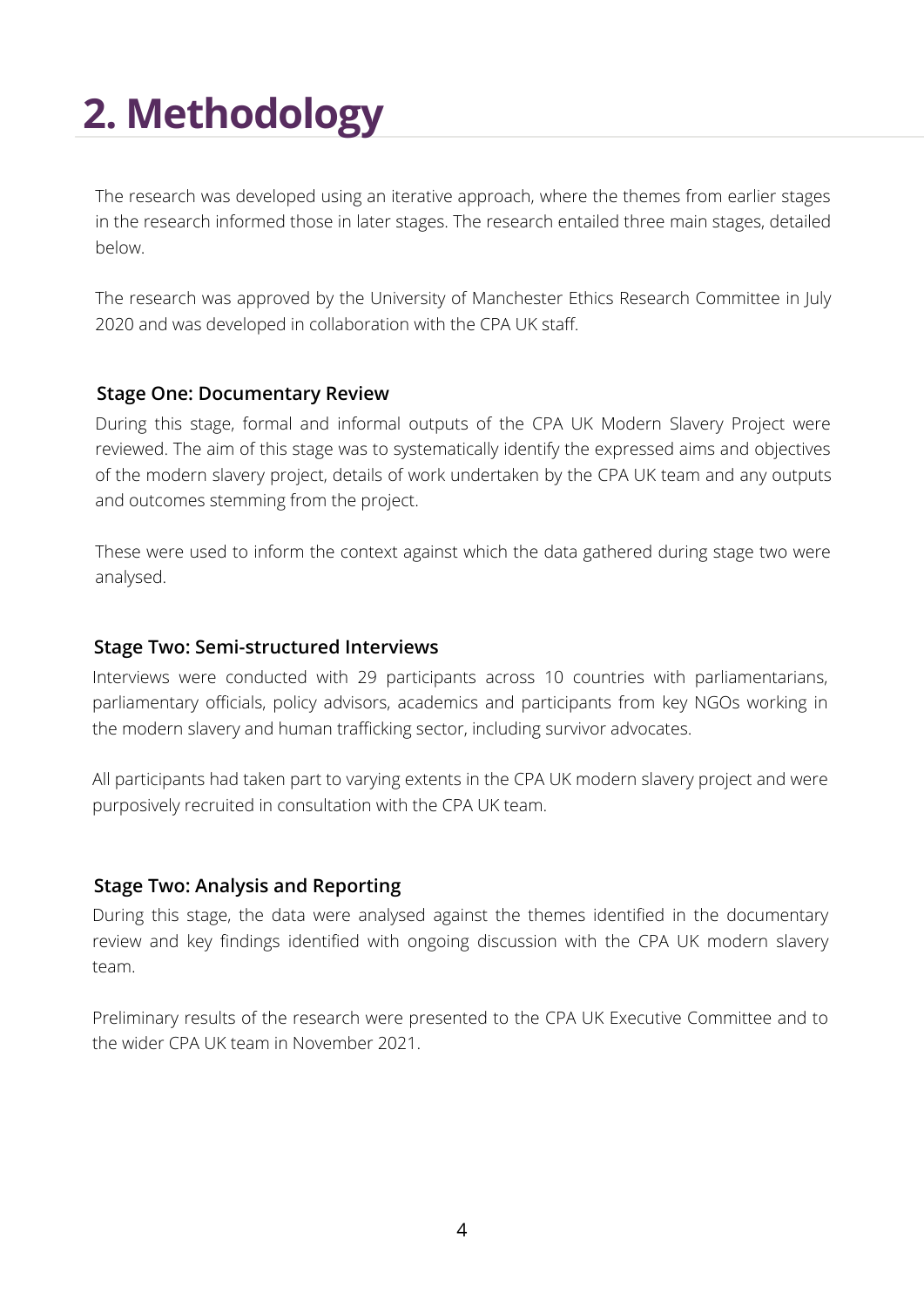# 2. Methodology

The research was developed using an iterative approach, where the themes from earlier stages in the research informed those in later stages. The research entailed three main stages, detailed below.

The research was approved by the University of Manchester Ethics Research Committee in July 2020 and was developed in collaboration with the CPA UK staff.

### Stage One: Documentary Review

During this stage, formal and informal outputs of the CPA UK Modern Slavery Project were reviewed. The aim of this stage was to systematically identify the expressed aims and objectives of the modern slavery project, details of work undertaken by the CPA UK team and any outputs and outcomes stemming from the project.

These were used to inform the context against which the data gathered during stage two were analysed.

### Stage Two: Semi-structured Interviews

Interviews were conducted with 29 participants across 10 countries with parliamentarians, parliamentary officials, policy advisors, academics and participants from key NGOs working in the modern slavery and human trafficking sector, including survivor advocates.

All participants had taken part to varying extents in the CPA UK modern slavery project and were purposively recruited in consultation with the CPA UK team.

### Stage Two: Analysis and Reporting

During this stage, the data were analysed against the themes identified in the documentary review and key findings identified with ongoing discussion with the CPA UK modern slavery team.

Preliminary results of the research were presented to the CPA UK Executive Committee and to the wider CPA UK team in November 2021.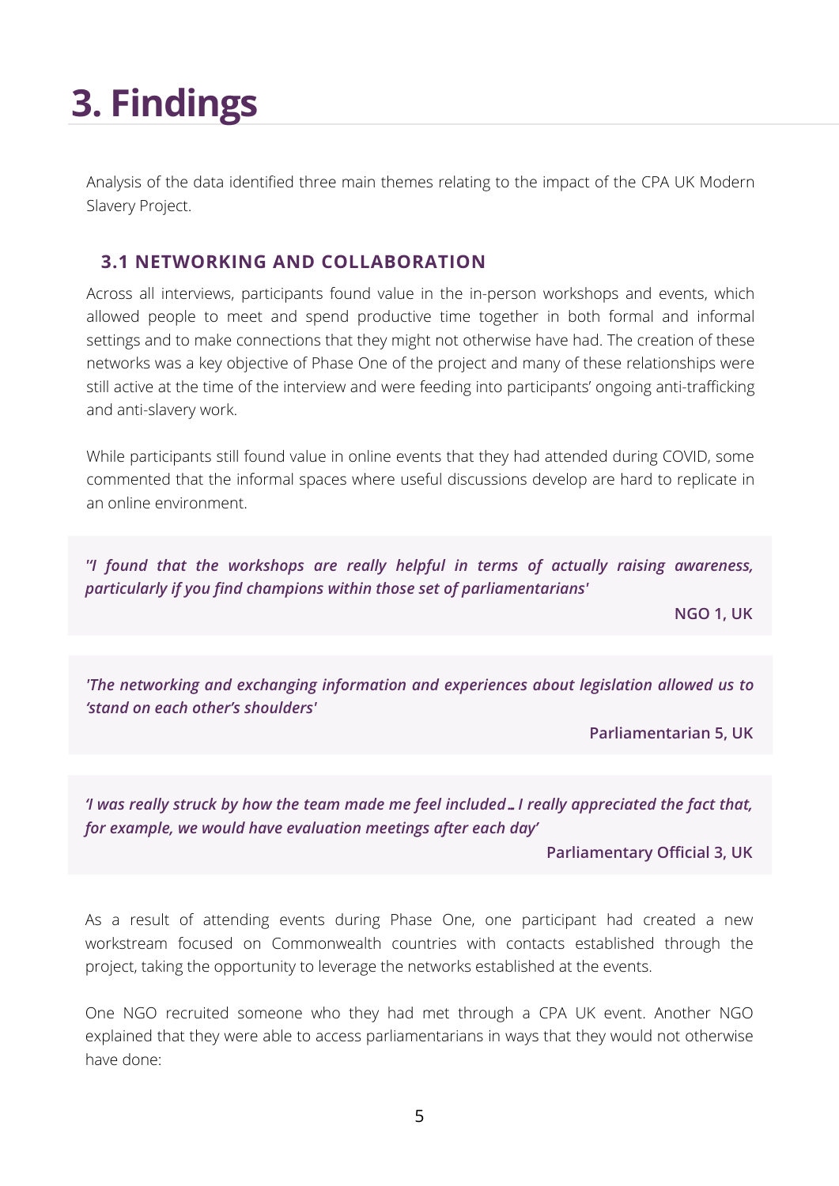# 3. Findings

Analysis of the data identified three main themes relating to the impact of the CPA UK Modern Slavery Project.

### 3.1 NETWORKING AND COLLABORATION

Across all interviews, participants found value in the in-person workshops and events, which allowed people to meet and spend productive time together in both formal and informal settings and to make connections that they might not otherwise have had. The creation of these networks was a key objective of Phase One of the project and many of these relationships were still active at the time of the interview and were feeding into participants' ongoing anti-trafficking and anti-slavery work.

While participants still found value in online events that they had attended during COVID, some commented that the informal spaces where useful discussions develop are hard to replicate in an online environment.

> ***''I found that the workshops are really helpful in terms of actually raising awareness, particularly if you find champions within those set of parliamentarians'***
>
> **NGO 1, UK**

> ***'The networking and exchanging information and experiences about legislation allowed us to 'stand on each other's shoulders'***
>
> **Parliamentarian 5, UK**

> ***'I was really struck by how the team made me feel included… I really appreciated the fact that, for example, we would have evaluation meetings after each day'***
>
> **Parliamentary Official 3, UK**

As a result of attending events during Phase One, one participant had created a new workstream focused on Commonwealth countries with contacts established through the project, taking the opportunity to leverage the networks established at the events.

One NGO recruited someone who they had met through a CPA UK event. Another NGO explained that they were able to access parliamentarians in ways that they would not otherwise have done: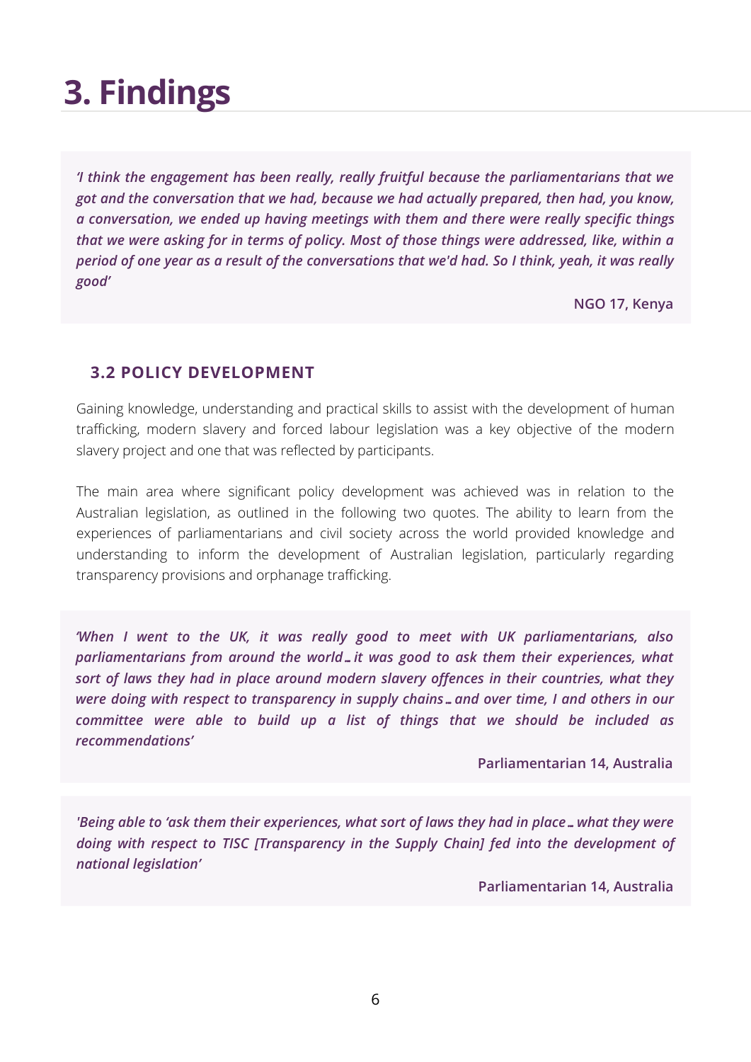# 3. Findings

> *'I think the engagement has been really, really fruitful because the parliamentarians that we got and the conversation that we had, because we had actually prepared, then had, you know, a conversation, we ended up having meetings with them and there were really specific things that we were asking for in terms of policy. Most of those things were addressed, like, within a period of one year as a result of the conversations that we'd had. So I think, yeah, it was really good'*
>
> **NGO 17, Kenya**

### 3.2 POLICY DEVELOPMENT

Gaining knowledge, understanding and practical skills to assist with the development of human trafficking, modern slavery and forced labour legislation was a key objective of the modern slavery project and one that was reflected by participants.

The main area where significant policy development was achieved was in relation to the Australian legislation, as outlined in the following two quotes. The ability to learn from the experiences of parliamentarians and civil society across the world provided knowledge and understanding to inform the development of Australian legislation, particularly regarding transparency provisions and orphanage trafficking.

> *'When I went to the UK, it was really good to meet with UK parliamentarians, also parliamentarians from around the world… it was good to ask them their experiences, what sort of laws they had in place around modern slavery offences in their countries, what they were doing with respect to transparency in supply chains… and over time, I and others in our committee were able to build up a list of things that we should be included as recommendations'*
>
> **Parliamentarian 14, Australia**

> *'Being able to 'ask them their experiences, what sort of laws they had in place… what they were doing with respect to TISC [Transparency in the Supply Chain] fed into the development of national legislation'*
>
> **Parliamentarian 14, Australia**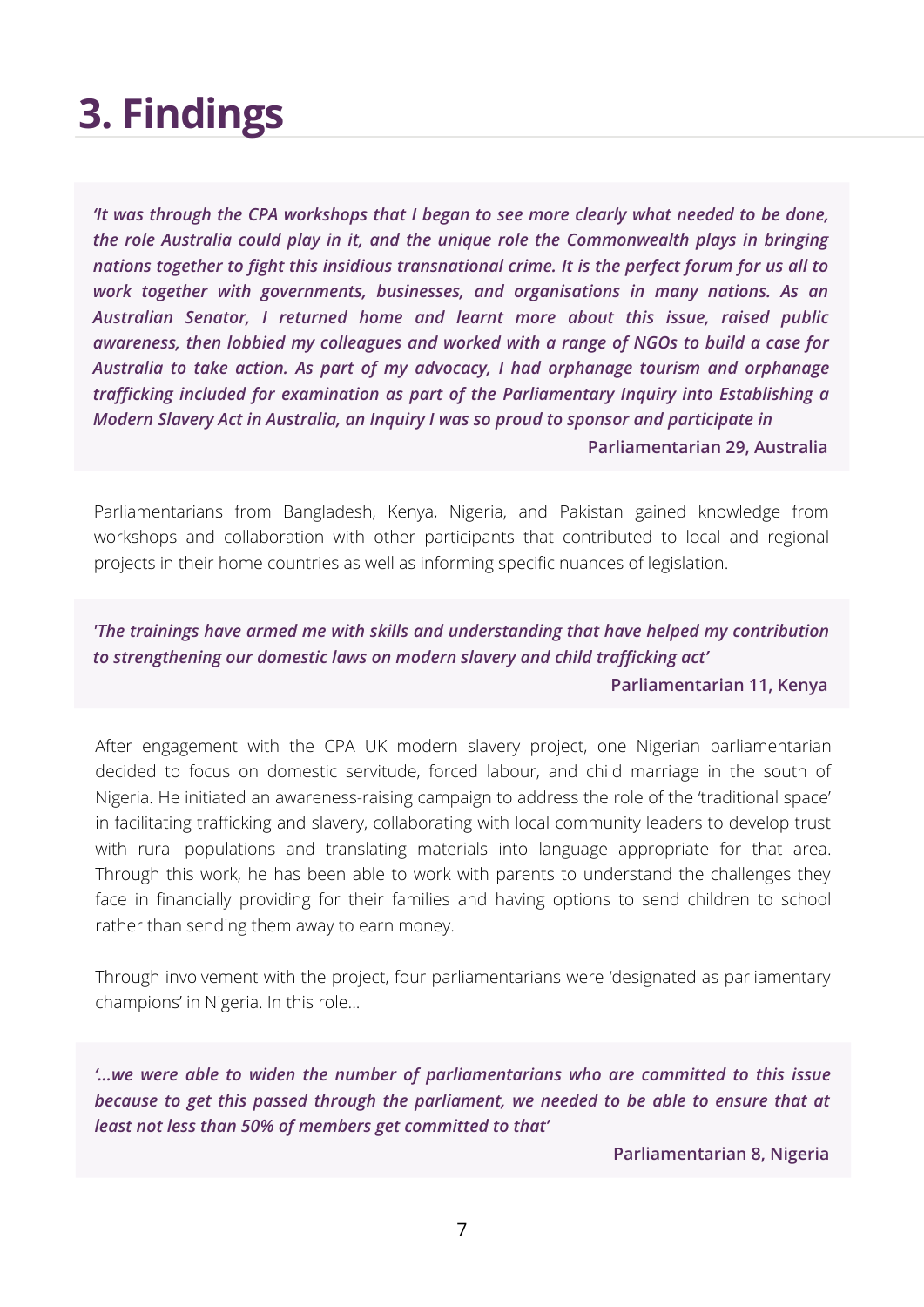# 3. Findings

> *'It was through the CPA workshops that I began to see more clearly what needed to be done, the role Australia could play in it, and the unique role the Commonwealth plays in bringing nations together to fight this insidious transnational crime. It is the perfect forum for us all to work together with governments, businesses, and organisations in many nations. As an Australian Senator, I returned home and learnt more about this issue, raised public awareness, then lobbied my colleagues and worked with a range of NGOs to build a case for Australia to take action. As part of my advocacy, I had orphanage tourism and orphanage trafficking included for examination as part of the Parliamentary Inquiry into Establishing a Modern Slavery Act in Australia, an Inquiry I was so proud to sponsor and participate in*
>
> **Parliamentarian 29, Australia**

Parliamentarians from Bangladesh, Kenya, Nigeria, and Pakistan gained knowledge from workshops and collaboration with other participants that contributed to local and regional projects in their home countries as well as informing specific nuances of legislation.

> *'The trainings have armed me with skills and understanding that have helped my contribution to strengthening our domestic laws on modern slavery and child trafficking act'*
>
> **Parliamentarian 11, Kenya**

After engagement with the CPA UK modern slavery project, one Nigerian parliamentarian decided to focus on domestic servitude, forced labour, and child marriage in the south of Nigeria. He initiated an awareness-raising campaign to address the role of the 'traditional space' in facilitating trafficking and slavery, collaborating with local community leaders to develop trust with rural populations and translating materials into language appropriate for that area. Through this work, he has been able to work with parents to understand the challenges they face in financially providing for their families and having options to send children to school rather than sending them away to earn money.

Through involvement with the project, four parliamentarians were 'designated as parliamentary champions' in Nigeria. In this role…

> *'…we were able to widen the number of parliamentarians who are committed to this issue because to get this passed through the parliament, we needed to be able to ensure that at least not less than 50% of members get committed to that'*
>
> **Parliamentarian 8, Nigeria**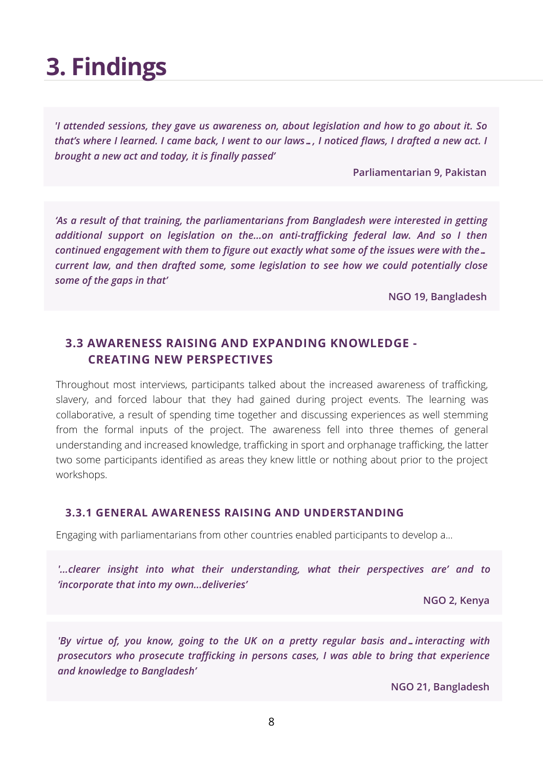# 3. Findings

> *'I attended sessions, they gave us awareness on, about legislation and how to go about it. So that's where I learned. I came back, I went to our laws…, I noticed flaws, I drafted a new act. I brought a new act and today, it is finally passed'*
>
> **Parliamentarian 9, Pakistan**

> *'As a result of that training, the parliamentarians from Bangladesh were interested in getting additional support on legislation on the...on anti-trafficking federal law. And so I then continued engagement with them to figure out exactly what some of the issues were with the… current law, and then drafted some, some legislation to see how we could potentially close some of the gaps in that'*
>
> **NGO 19, Bangladesh**

## 3.3 AWARENESS RAISING AND EXPANDING KNOWLEDGE - CREATING NEW PERSPECTIVES

Throughout most interviews, participants talked about the increased awareness of trafficking, slavery, and forced labour that they had gained during project events. The learning was collaborative, a result of spending time together and discussing experiences as well stemming from the formal inputs of the project. The awareness fell into three themes of general understanding and increased knowledge, trafficking in sport and orphanage trafficking, the latter two some participants identified as areas they knew little or nothing about prior to the project workshops.

### 3.3.1 GENERAL AWARENESS RAISING AND UNDERSTANDING

Engaging with parliamentarians from other countries enabled participants to develop a...

> *'...clearer insight into what their understanding, what their perspectives are' and to 'incorporate that into my own...deliveries'*
>
> **NGO 2, Kenya**

> *'By virtue of, you know, going to the UK on a pretty regular basis and… interacting with prosecutors who prosecute trafficking in persons cases, I was able to bring that experience and knowledge to Bangladesh'*
>
> **NGO 21, Bangladesh**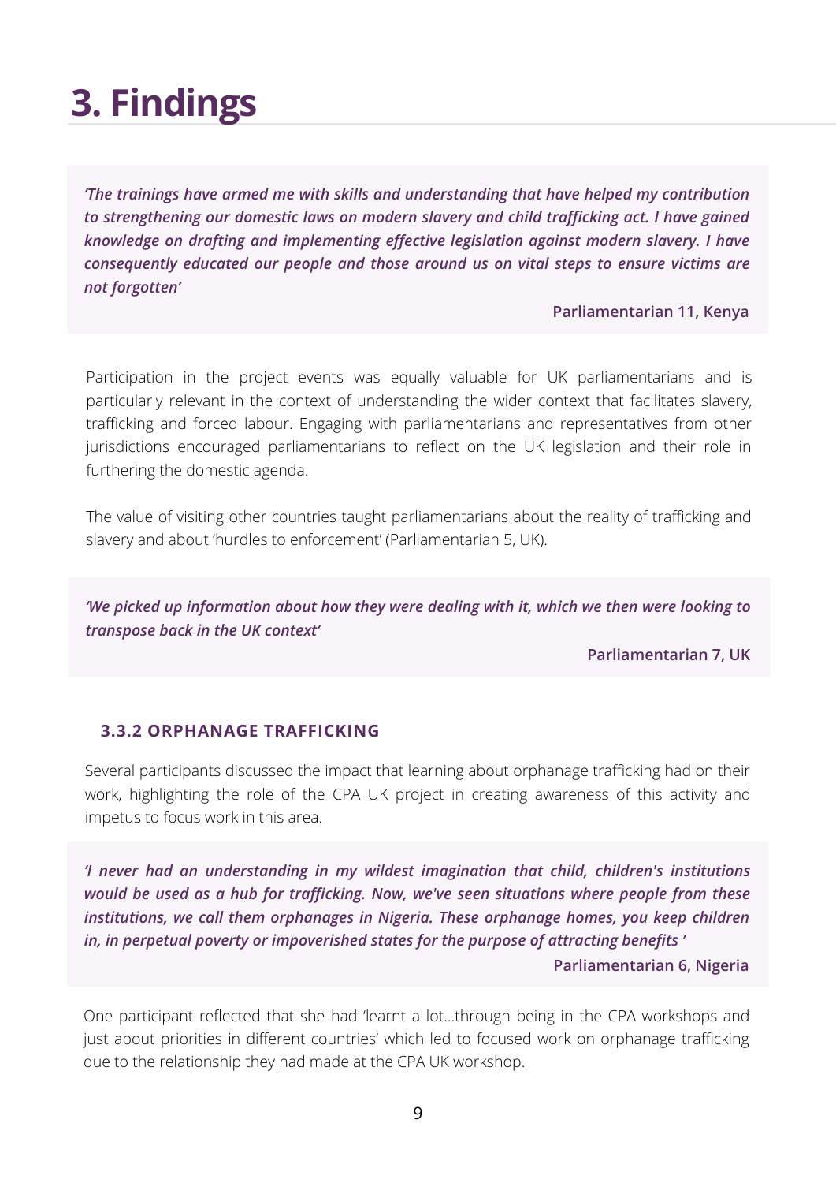# 3. Findings

> *'The trainings have armed me with skills and understanding that have helped my contribution to strengthening our domestic laws on modern slavery and child trafficking act. I have gained knowledge on drafting and implementing effective legislation against modern slavery. I have consequently educated our people and those around us on vital steps to ensure victims are not forgotten'*
>
> **Parliamentarian 11, Kenya**

Participation in the project events was equally valuable for UK parliamentarians and is particularly relevant in the context of understanding the wider context that facilitates slavery, trafficking and forced labour. Engaging with parliamentarians and representatives from other jurisdictions encouraged parliamentarians to reflect on the UK legislation and their role in furthering the domestic agenda.

The value of visiting other countries taught parliamentarians about the reality of trafficking and slavery and about 'hurdles to enforcement' (Parliamentarian 5, UK).

> *'We picked up information about how they were dealing with it, which we then were looking to transpose back in the UK context'*
>
> **Parliamentarian 7, UK**

### 3.3.2 ORPHANAGE TRAFFICKING

Several participants discussed the impact that learning about orphanage trafficking had on their work, highlighting the role of the CPA UK project in creating awareness of this activity and impetus to focus work in this area.

> *'I never had an understanding in my wildest imagination that child, children's institutions would be used as a hub for trafficking. Now, we've seen situations where people from these institutions, we call them orphanages in Nigeria. These orphanage homes, you keep children in, in perpetual poverty or impoverished states for the purpose of attracting benefits '*
>
> **Parliamentarian 6, Nigeria**

One participant reflected that she had 'learnt a lot...through being in the CPA workshops and just about priorities in different countries' which led to focused work on orphanage trafficking due to the relationship they had made at the CPA UK workshop.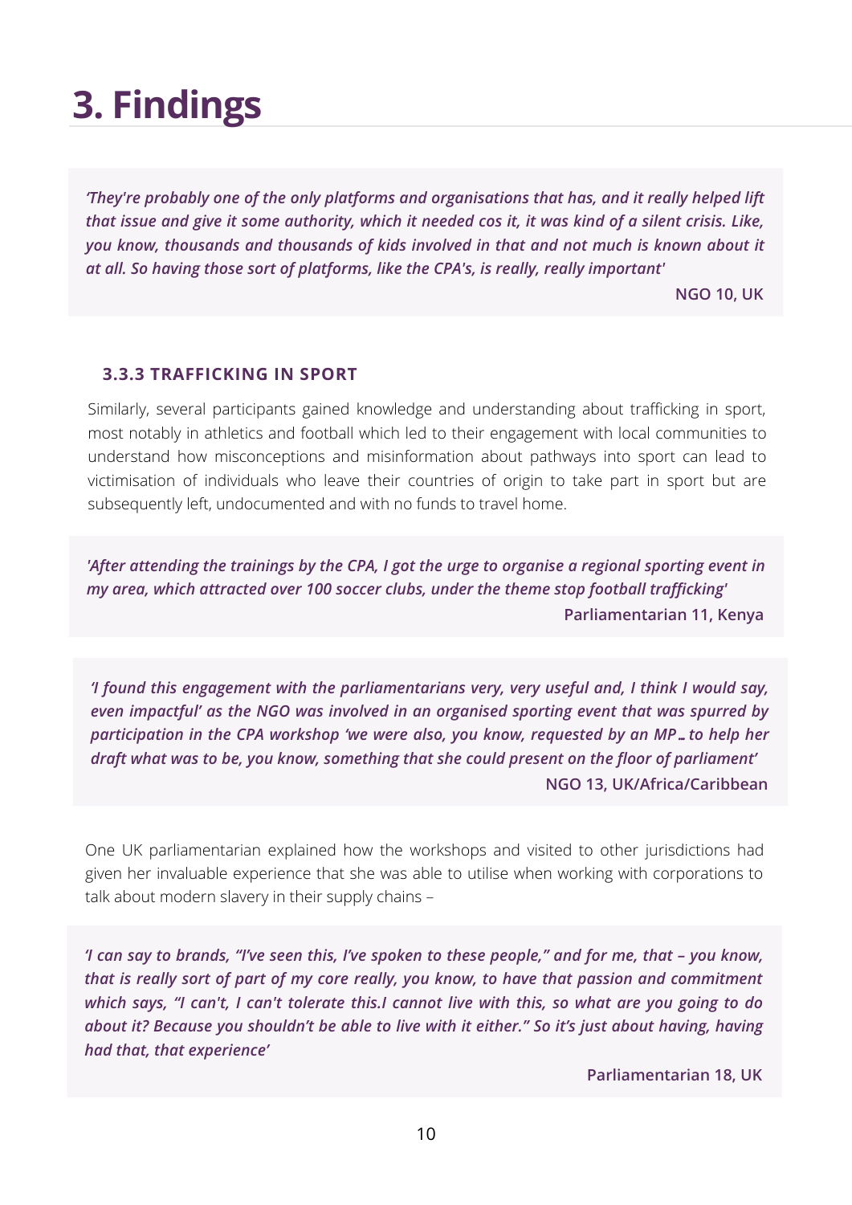# 3. Findings

> *'They're probably one of the only platforms and organisations that has, and it really helped lift that issue and give it some authority, which it needed cos it, it was kind of a silent crisis. Like, you know, thousands and thousands of kids involved in that and not much is known about it at all. So having those sort of platforms, like the CPA's, is really, really important'*
>
> **NGO 10, UK**

### 3.3.3 TRAFFICKING IN SPORT

Similarly, several participants gained knowledge and understanding about trafficking in sport, most notably in athletics and football which led to their engagement with local communities to understand how misconceptions and misinformation about pathways into sport can lead to victimisation of individuals who leave their countries of origin to take part in sport but are subsequently left, undocumented and with no funds to travel home.

> *'After attending the trainings by the CPA, I got the urge to organise a regional sporting event in my area, which attracted over 100 soccer clubs, under the theme stop football trafficking'*
>
> **Parliamentarian 11, Kenya**

> *'I found this engagement with the parliamentarians very, very useful and, I think I would say, even impactful' as the NGO was involved in an organised sporting event that was spurred by participation in the CPA workshop 'we were also, you know, requested by an MP… to help her draft what was to be, you know, something that she could present on the floor of parliament'*
>
> **NGO 13, UK/Africa/Caribbean**

One UK parliamentarian explained how the workshops and visited to other jurisdictions had given her invaluable experience that she was able to utilise when working with corporations to talk about modern slavery in their supply chains –

> *'I can say to brands, "I've seen this, I've spoken to these people," and for me, that – you know, that is really sort of part of my core really, you know, to have that passion and commitment which says, "I can't, I can't tolerate this.I cannot live with this, so what are you going to do about it? Because you shouldn't be able to live with it either." So it's just about having, having had that, that experience'*
>
> **Parliamentarian 18, UK**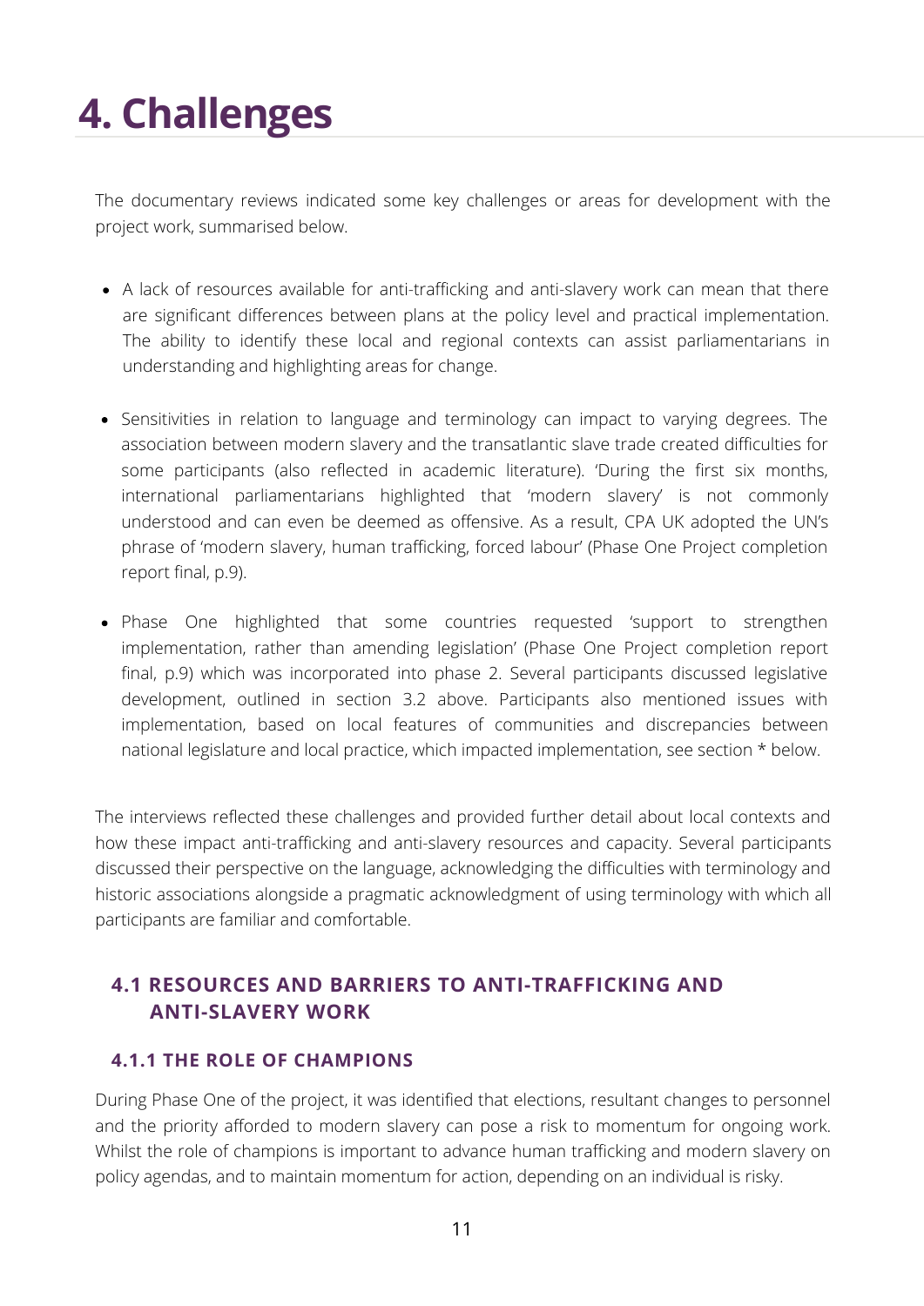# 4. Challenges

The documentary reviews indicated some key challenges or areas for development with the project work, summarised below.

- A lack of resources available for anti-trafficking and anti-slavery work can mean that there are significant differences between plans at the policy level and practical implementation. The ability to identify these local and regional contexts can assist parliamentarians in understanding and highlighting areas for change.

- Sensitivities in relation to language and terminology can impact to varying degrees. The association between modern slavery and the transatlantic slave trade created difficulties for some participants (also reflected in academic literature). 'During the first six months, international parliamentarians highlighted that 'modern slavery' is not commonly understood and can even be deemed as offensive. As a result, CPA UK adopted the UN's phrase of 'modern slavery, human trafficking, forced labour' (Phase One Project completion report final, p.9).

- Phase One highlighted that some countries requested 'support to strengthen implementation, rather than amending legislation' (Phase One Project completion report final, p.9) which was incorporated into phase 2. Several participants discussed legislative development, outlined in section 3.2 above. Participants also mentioned issues with implementation, based on local features of communities and discrepancies between national legislature and local practice, which impacted implementation, see section * below.

The interviews reflected these challenges and provided further detail about local contexts and how these impact anti-trafficking and anti-slavery resources and capacity. Several participants discussed their perspective on the language, acknowledging the difficulties with terminology and historic associations alongside a pragmatic acknowledgment of using terminology with which all participants are familiar and comfortable.

## 4.1 RESOURCES AND BARRIERS TO ANTI-TRAFFICKING AND ANTI-SLAVERY WORK

### 4.1.1 THE ROLE OF CHAMPIONS

During Phase One of the project, it was identified that elections, resultant changes to personnel and the priority afforded to modern slavery can pose a risk to momentum for ongoing work. Whilst the role of champions is important to advance human trafficking and modern slavery on policy agendas, and to maintain momentum for action, depending on an individual is risky.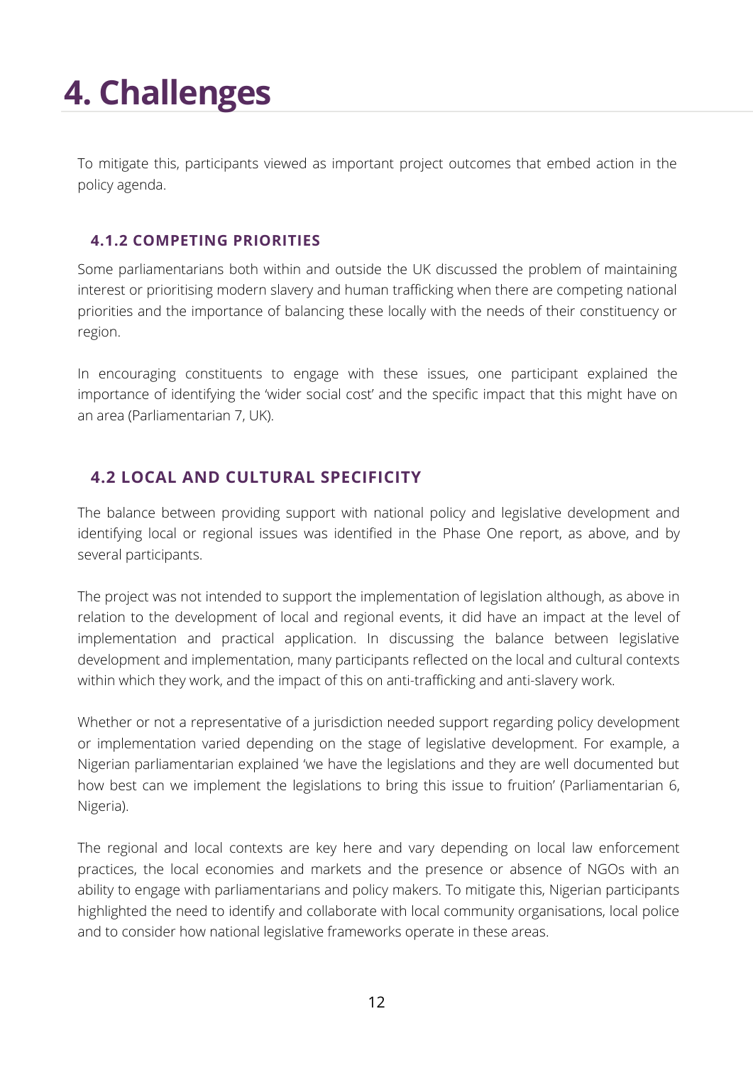# 4. Challenges

To mitigate this, participants viewed as important project outcomes that embed action in the policy agenda.

### 4.1.2 COMPETING PRIORITIES

Some parliamentarians both within and outside the UK discussed the problem of maintaining interest or prioritising modern slavery and human trafficking when there are competing national priorities and the importance of balancing these locally with the needs of their constituency or region.

In encouraging constituents to engage with these issues, one participant explained the importance of identifying the 'wider social cost' and the specific impact that this might have on an area (Parliamentarian 7, UK).

## 4.2 LOCAL AND CULTURAL SPECIFICITY

The balance between providing support with national policy and legislative development and identifying local or regional issues was identified in the Phase One report, as above, and by several participants.

The project was not intended to support the implementation of legislation although, as above in relation to the development of local and regional events, it did have an impact at the level of implementation and practical application. In discussing the balance between legislative development and implementation, many participants reflected on the local and cultural contexts within which they work, and the impact of this on anti-trafficking and anti-slavery work.

Whether or not a representative of a jurisdiction needed support regarding policy development or implementation varied depending on the stage of legislative development. For example, a Nigerian parliamentarian explained 'we have the legislations and they are well documented but how best can we implement the legislations to bring this issue to fruition' (Parliamentarian 6, Nigeria).

The regional and local contexts are key here and vary depending on local law enforcement practices, the local economies and markets and the presence or absence of NGOs with an ability to engage with parliamentarians and policy makers. To mitigate this, Nigerian participants highlighted the need to identify and collaborate with local community organisations, local police and to consider how national legislative frameworks operate in these areas.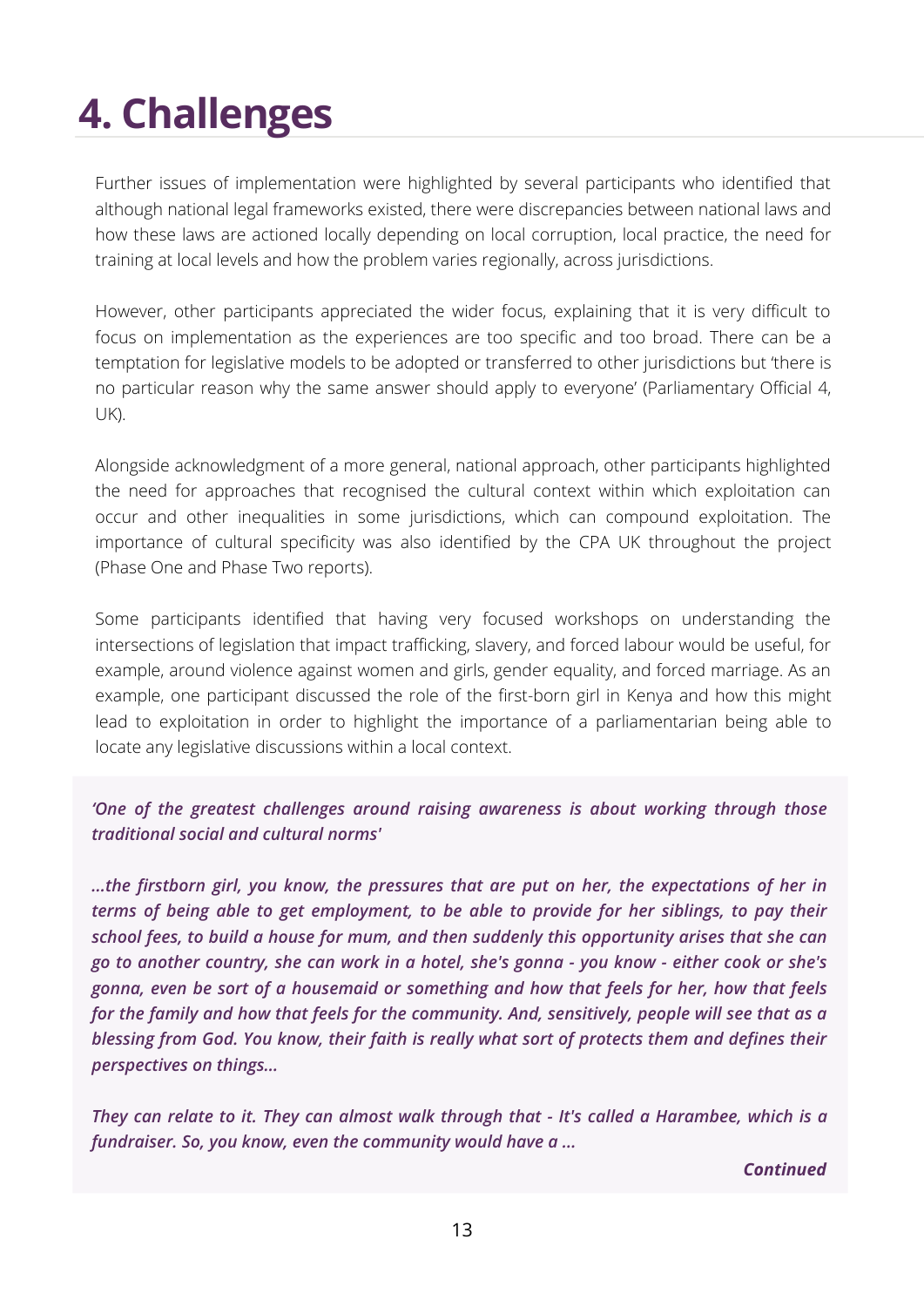# 4. Challenges

Further issues of implementation were highlighted by several participants who identified that although national legal frameworks existed, there were discrepancies between national laws and how these laws are actioned locally depending on local corruption, local practice, the need for training at local levels and how the problem varies regionally, across jurisdictions.

However, other participants appreciated the wider focus, explaining that it is very difficult to focus on implementation as the experiences are too specific and too broad. There can be a temptation for legislative models to be adopted or transferred to other jurisdictions but 'there is no particular reason why the same answer should apply to everyone' (Parliamentary Official 4, UK).

Alongside acknowledgment of a more general, national approach, other participants highlighted the need for approaches that recognised the cultural context within which exploitation can occur and other inequalities in some jurisdictions, which can compound exploitation. The importance of cultural specificity was also identified by the CPA UK throughout the project (Phase One and Phase Two reports).

Some participants identified that having very focused workshops on understanding the intersections of legislation that impact trafficking, slavery, and forced labour would be useful, for example, around violence against women and girls, gender equality, and forced marriage. As an example, one participant discussed the role of the first-born girl in Kenya and how this might lead to exploitation in order to highlight the importance of a parliamentarian being able to locate any legislative discussions within a local context.

***'One of the greatest challenges around raising awareness is about working through those traditional social and cultural norms'***

***...the firstborn girl, you know, the pressures that are put on her, the expectations of her in terms of being able to get employment, to be able to provide for her siblings, to pay their school fees, to build a house for mum, and then suddenly this opportunity arises that she can go to another country, she can work in a hotel, she's gonna - you know - either cook or she's gonna, even be sort of a housemaid or something and how that feels for her, how that feels for the family and how that feels for the community. And, sensitively, people will see that as a blessing from God. You know, their faith is really what sort of protects them and defines their perspectives on things...***

***They can relate to it. They can almost walk through that - It's called a Harambee, which is a fundraiser. So, you know, even the community would have a ...***

***Continued***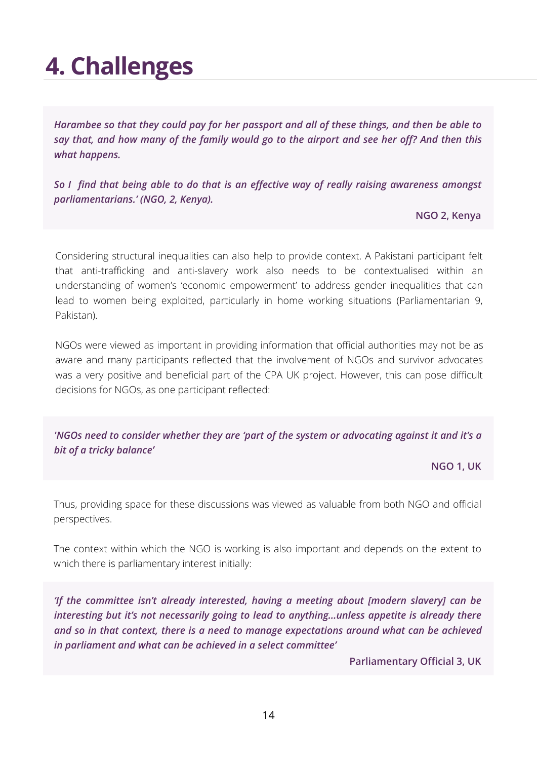# 4. Challenges

> ***Harambee so that they could pay for her passport and all of these things, and then be able to say that, and how many of the family would go to the airport and see her off? And then this what happens.***
>
> ***So I find that being able to do that is an effective way of really raising awareness amongst parliamentarians.' (NGO, 2, Kenya).***
>
> **NGO 2, Kenya**

Considering structural inequalities can also help to provide context. A Pakistani participant felt that anti-trafficking and anti-slavery work also needs to be contextualised within an understanding of women's 'economic empowerment' to address gender inequalities that can lead to women being exploited, particularly in home working situations (Parliamentarian 9, Pakistan).

NGOs were viewed as important in providing information that official authorities may not be as aware and many participants reflected that the involvement of NGOs and survivor advocates was a very positive and beneficial part of the CPA UK project. However, this can pose difficult decisions for NGOs, as one participant reflected:

> ***'NGOs need to consider whether they are 'part of the system or advocating against it and it's a bit of a tricky balance'***
>
> **NGO 1, UK**

Thus, providing space for these discussions was viewed as valuable from both NGO and official perspectives.

The context within which the NGO is working is also important and depends on the extent to which there is parliamentary interest initially:

> ***'If the committee isn't already interested, having a meeting about [modern slavery] can be interesting but it's not necessarily going to lead to anything…unless appetite is already there and so in that context, there is a need to manage expectations around what can be achieved in parliament and what can be achieved in a select committee'***
>
> **Parliamentary Official 3, UK**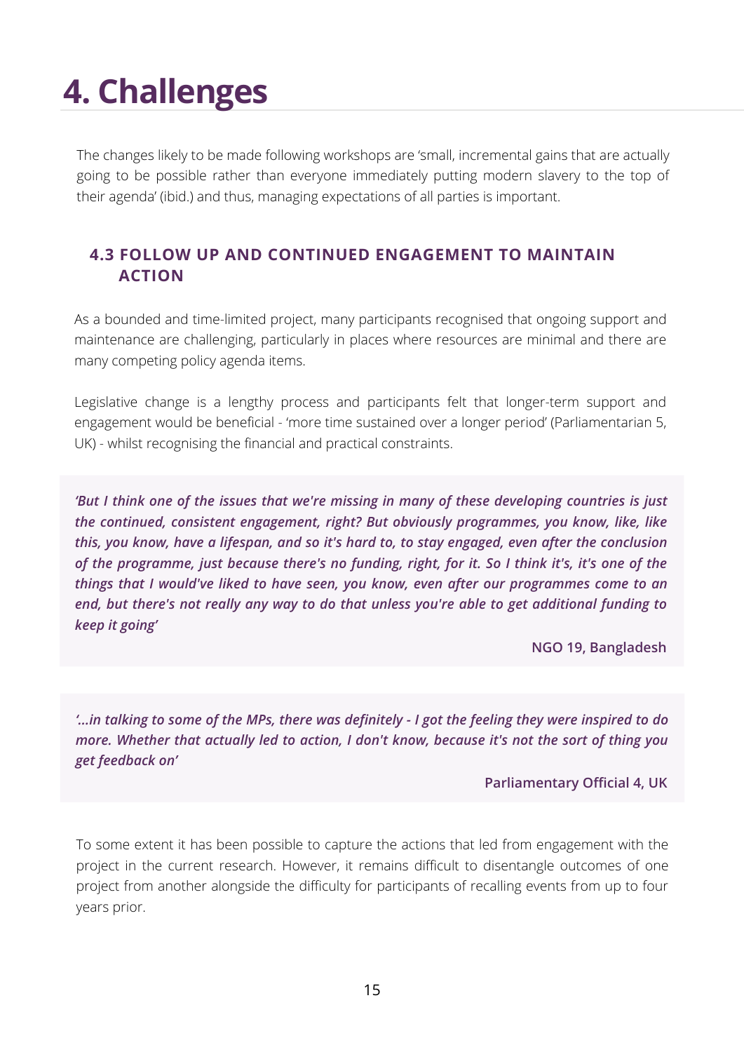# 4. Challenges

The changes likely to be made following workshops are 'small, incremental gains that are actually going to be possible rather than everyone immediately putting modern slavery to the top of their agenda' (ibid.) and thus, managing expectations of all parties is important.

### 4.3 FOLLOW UP AND CONTINUED ENGAGEMENT TO MAINTAIN ACTION

As a bounded and time-limited project, many participants recognised that ongoing support and maintenance are challenging, particularly in places where resources are minimal and there are many competing policy agenda items.

Legislative change is a lengthy process and participants felt that longer-term support and engagement would be beneficial - 'more time sustained over a longer period' (Parliamentarian 5, UK) - whilst recognising the financial and practical constraints.

> ***'But I think one of the issues that we're missing in many of these developing countries is just the continued, consistent engagement, right? But obviously programmes, you know, like, like this, you know, have a lifespan, and so it's hard to, to stay engaged, even after the conclusion of the programme, just because there's no funding, right, for it. So I think it's, it's one of the things that I would've liked to have seen, you know, even after our programmes come to an end, but there's not really any way to do that unless you're able to get additional funding to keep it going'***
>
> **NGO 19, Bangladesh**

> ***'...in talking to some of the MPs, there was definitely - I got the feeling they were inspired to do more. Whether that actually led to action, I don't know, because it's not the sort of thing you get feedback on'***
>
> **Parliamentary Official 4, UK**

To some extent it has been possible to capture the actions that led from engagement with the project in the current research. However, it remains difficult to disentangle outcomes of one project from another alongside the difficulty for participants of recalling events from up to four years prior.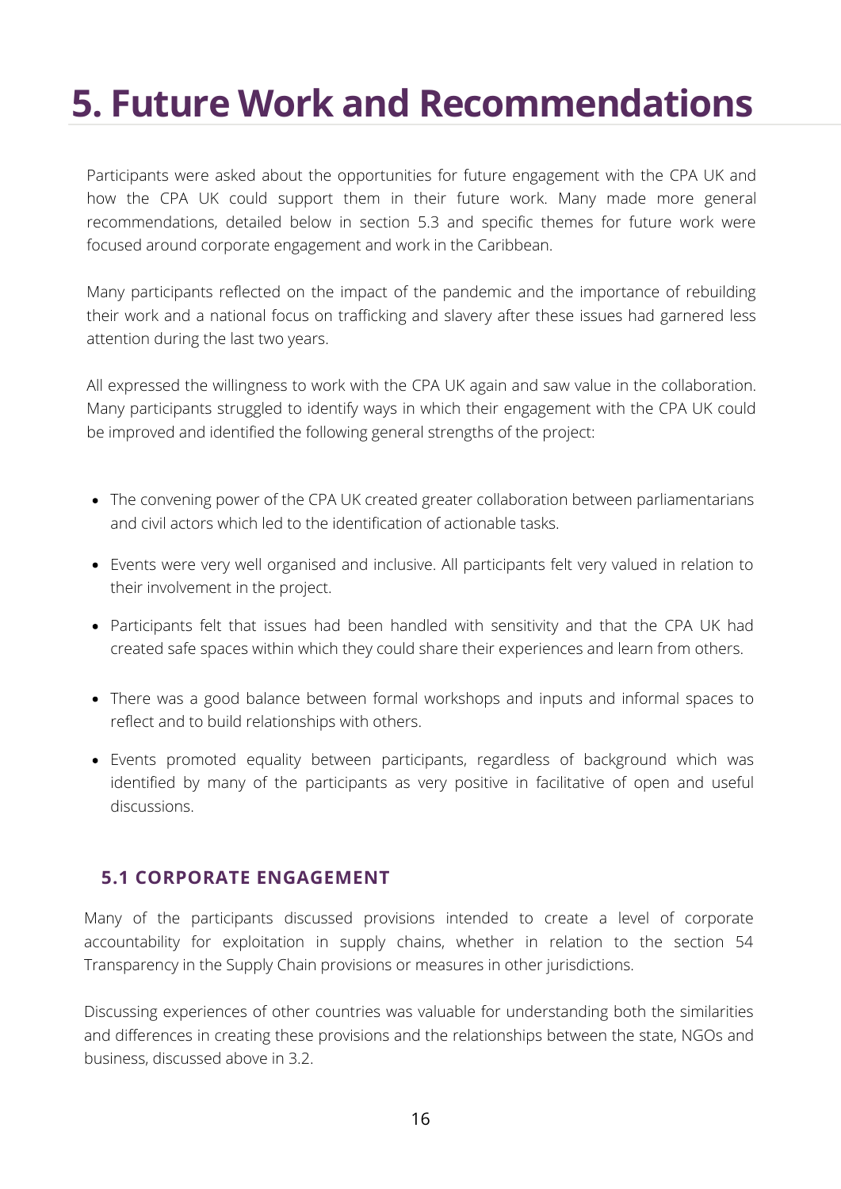# 5. Future Work and Recommendations

Participants were asked about the opportunities for future engagement with the CPA UK and how the CPA UK could support them in their future work. Many made more general recommendations, detailed below in section 5.3 and specific themes for future work were focused around corporate engagement and work in the Caribbean.

Many participants reflected on the impact of the pandemic and the importance of rebuilding their work and a national focus on trafficking and slavery after these issues had garnered less attention during the last two years.

All expressed the willingness to work with the CPA UK again and saw value in the collaboration. Many participants struggled to identify ways in which their engagement with the CPA UK could be improved and identified the following general strengths of the project:

- The convening power of the CPA UK created greater collaboration between parliamentarians and civil actors which led to the identification of actionable tasks.
- Events were very well organised and inclusive. All participants felt very valued in relation to their involvement in the project.
- Participants felt that issues had been handled with sensitivity and that the CPA UK had created safe spaces within which they could share their experiences and learn from others.
- There was a good balance between formal workshops and inputs and informal spaces to reflect and to build relationships with others.
- Events promoted equality between participants, regardless of background which was identified by many of the participants as very positive in facilitative of open and useful discussions.

## 5.1 CORPORATE ENGAGEMENT

Many of the participants discussed provisions intended to create a level of corporate accountability for exploitation in supply chains, whether in relation to the section 54 Transparency in the Supply Chain provisions or measures in other jurisdictions.

Discussing experiences of other countries was valuable for understanding both the similarities and differences in creating these provisions and the relationships between the state, NGOs and business, discussed above in 3.2.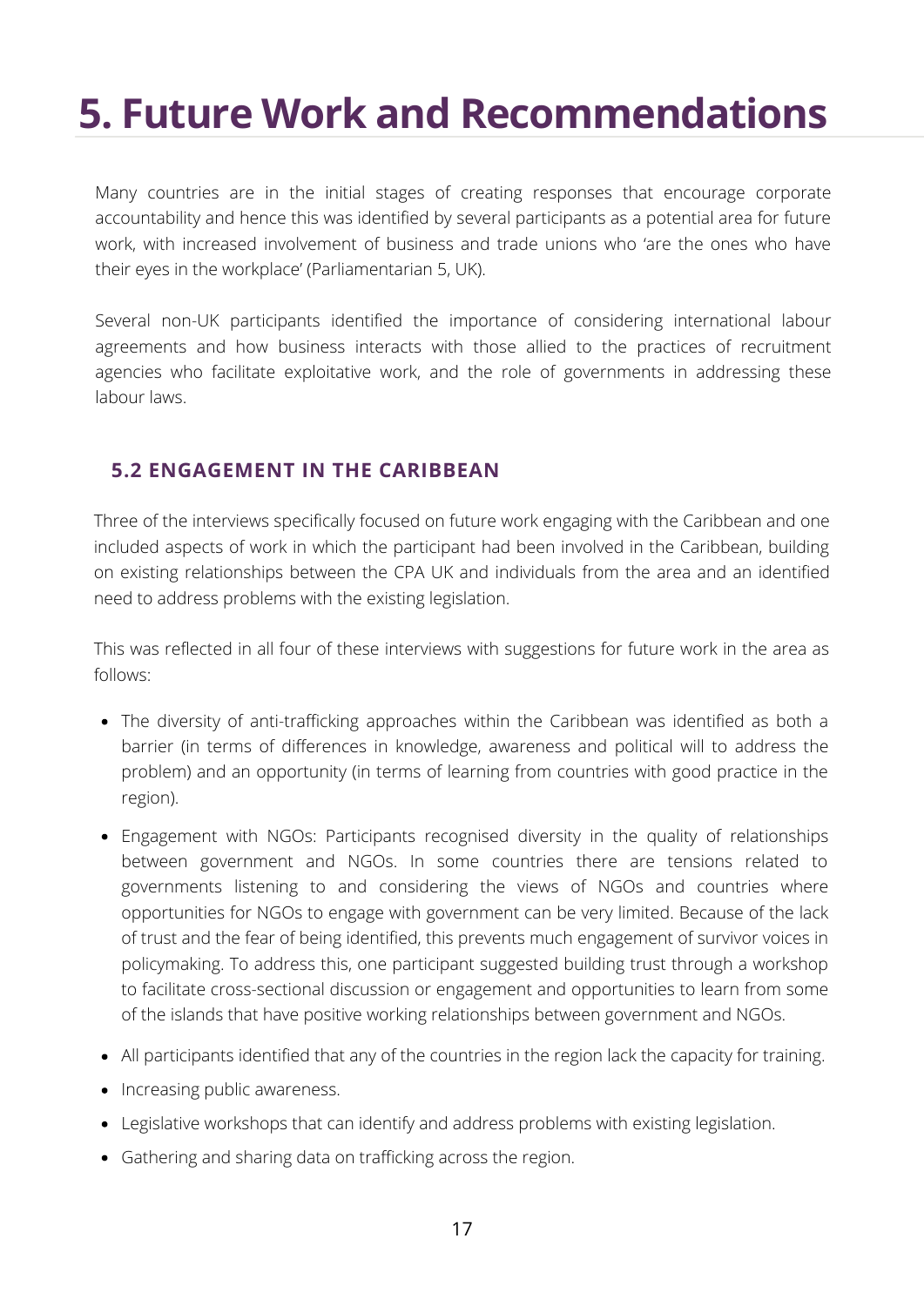# 5. Future Work and Recommendations

Many countries are in the initial stages of creating responses that encourage corporate accountability and hence this was identified by several participants as a potential area for future work, with increased involvement of business and trade unions who 'are the ones who have their eyes in the workplace' (Parliamentarian 5, UK).

Several non-UK participants identified the importance of considering international labour agreements and how business interacts with those allied to the practices of recruitment agencies who facilitate exploitative work, and the role of governments in addressing these labour laws.

### 5.2 ENGAGEMENT IN THE CARIBBEAN

Three of the interviews specifically focused on future work engaging with the Caribbean and one included aspects of work in which the participant had been involved in the Caribbean, building on existing relationships between the CPA UK and individuals from the area and an identified need to address problems with the existing legislation.

This was reflected in all four of these interviews with suggestions for future work in the area as follows:

- The diversity of anti-trafficking approaches within the Caribbean was identified as both a barrier (in terms of differences in knowledge, awareness and political will to address the problem) and an opportunity (in terms of learning from countries with good practice in the region).
- Engagement with NGOs: Participants recognised diversity in the quality of relationships between government and NGOs. In some countries there are tensions related to governments listening to and considering the views of NGOs and countries where opportunities for NGOs to engage with government can be very limited. Because of the lack of trust and the fear of being identified, this prevents much engagement of survivor voices in policymaking. To address this, one participant suggested building trust through a workshop to facilitate cross-sectional discussion or engagement and opportunities to learn from some of the islands that have positive working relationships between government and NGOs.
- All participants identified that any of the countries in the region lack the capacity for training.
- Increasing public awareness.
- Legislative workshops that can identify and address problems with existing legislation.
- Gathering and sharing data on trafficking across the region.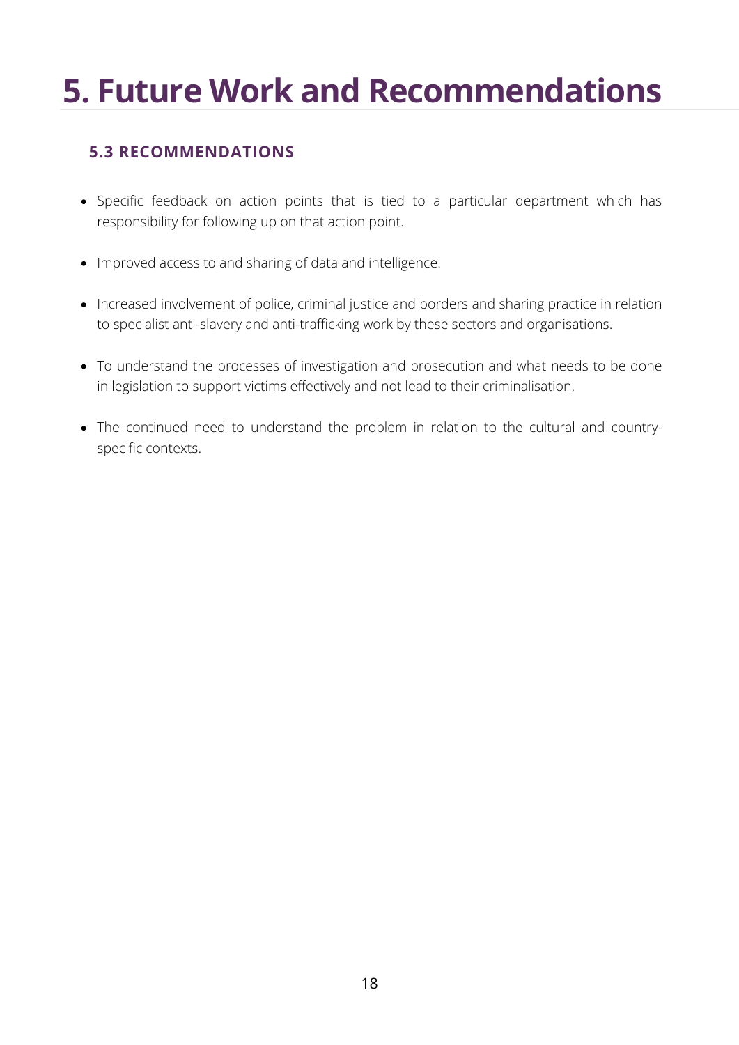# 5. Future Work and Recommendations

### 5.3 RECOMMENDATIONS

- Specific feedback on action points that is tied to a particular department which has responsibility for following up on that action point.
- Improved access to and sharing of data and intelligence.
- Increased involvement of police, criminal justice and borders and sharing practice in relation to specialist anti-slavery and anti-trafficking work by these sectors and organisations.
- To understand the processes of investigation and prosecution and what needs to be done in legislation to support victims effectively and not lead to their criminalisation.
- The continued need to understand the problem in relation to the cultural and country-specific contexts.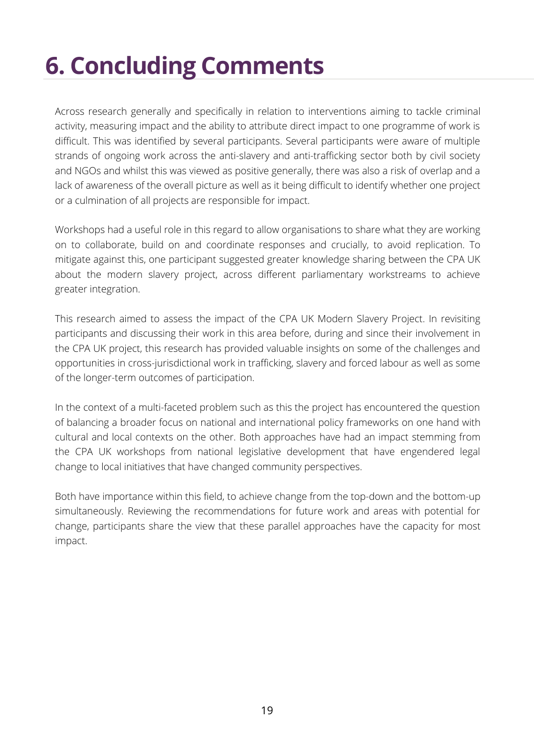# 6. Concluding Comments

Across research generally and specifically in relation to interventions aiming to tackle criminal activity, measuring impact and the ability to attribute direct impact to one programme of work is difficult. This was identified by several participants. Several participants were aware of multiple strands of ongoing work across the anti-slavery and anti-trafficking sector both by civil society and NGOs and whilst this was viewed as positive generally, there was also a risk of overlap and a lack of awareness of the overall picture as well as it being difficult to identify whether one project or a culmination of all projects are responsible for impact.

Workshops had a useful role in this regard to allow organisations to share what they are working on to collaborate, build on and coordinate responses and crucially, to avoid replication. To mitigate against this, one participant suggested greater knowledge sharing between the CPA UK about the modern slavery project, across different parliamentary workstreams to achieve greater integration.

This research aimed to assess the impact of the CPA UK Modern Slavery Project. In revisiting participants and discussing their work in this area before, during and since their involvement in the CPA UK project, this research has provided valuable insights on some of the challenges and opportunities in cross-jurisdictional work in trafficking, slavery and forced labour as well as some of the longer-term outcomes of participation.

In the context of a multi-faceted problem such as this the project has encountered the question of balancing a broader focus on national and international policy frameworks on one hand with cultural and local contexts on the other. Both approaches have had an impact stemming from the CPA UK workshops from national legislative development that have engendered legal change to local initiatives that have changed community perspectives.

Both have importance within this field, to achieve change from the top-down and the bottom-up simultaneously. Reviewing the recommendations for future work and areas with potential for change, participants share the view that these parallel approaches have the capacity for most impact.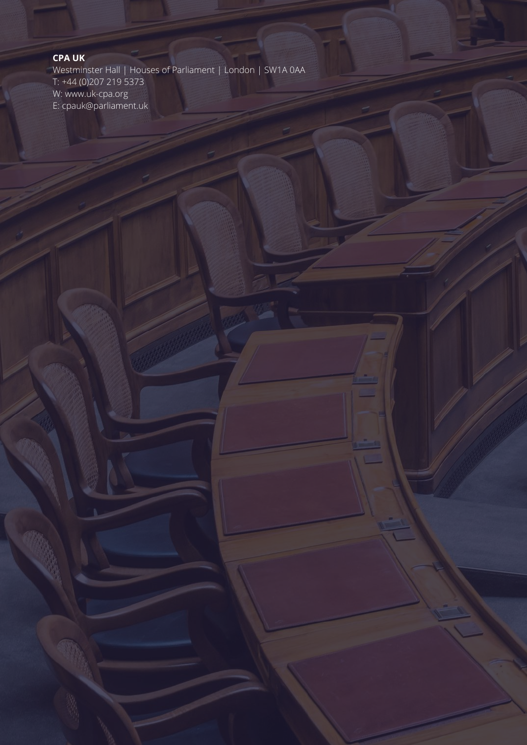**CPA UK**

Westminster Hall | Houses of Parliament | London | SW1A 0AA

T: +44 (0)207 219 5373

W: www.uk-cpa.org

E: cpauk@parliament.uk